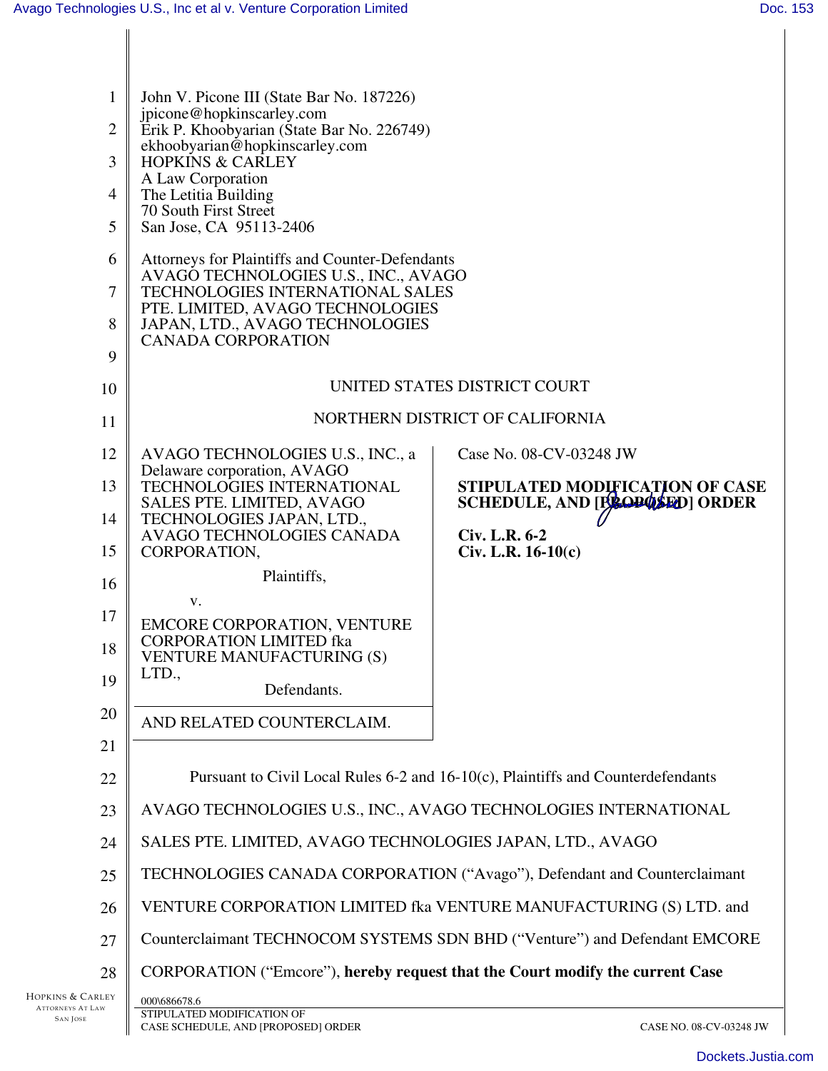John V. Picone III (State Bar No. 187226)
jpicone@hopkinscarley.com
Erik P. Khoobyarian (State Bar No. 226749)
ekhoobyarian@hopkinscarley.com
HOPKINS & CARLEY
A Law Corporation
The Letitia Building
70 South First Street
San Jose, CA 95113-2406

Attorneys for Plaintiffs and Counter-Defendants
AVAGO TECHNOLOGIES U.S., INC., AVAGO
TECHNOLOGIES INTERNATIONAL SALES
PTE. LIMITED, AVAGO TECHNOLOGIES
JAPAN, LTD., AVAGO TECHNOLOGIES
CANADA CORPORATION

UNITED STATES DISTRICT COURT

NORTHERN DISTRICT OF CALIFORNIA

| | |
|---|---|
| AVAGO TECHNOLOGIES U.S., INC., a Delaware corporation, AVAGO TECHNOLOGIES INTERNATIONAL SALES PTE. LIMITED, AVAGO TECHNOLOGIES JAPAN, LTD., AVAGO TECHNOLOGIES CANADA CORPORATION, Plaintiffs, v. EMCORE CORPORATION, VENTURE CORPORATION LIMITED fka VENTURE MANUFACTURING (S) LTD., Defendants. | Case No. 08-CV-03248 JW **STIPULATED MODIFICATION OF CASE SCHEDULE, AND [PROPOSED] ORDER** **Civ. L.R. 6-2** **Civ. L.R. 16-10(c)** |
| AND RELATED COUNTERCLAIM. | |

Pursuant to Civil Local Rules 6-2 and 16-10(c), Plaintiffs and Counterdefendants AVAGO TECHNOLOGIES U.S., INC., AVAGO TECHNOLOGIES INTERNATIONAL SALES PTE. LIMITED, AVAGO TECHNOLOGIES JAPAN, LTD., AVAGO TECHNOLOGIES CANADA CORPORATION ("Avago"), Defendant and Counterclaimant VENTURE CORPORATION LIMITED fka VENTURE MANUFACTURING (S) LTD. and Counterclaimant TECHNOCOM SYSTEMS SDN BHD ("Venture") and Defendant EMCORE CORPORATION ("Emcore"), **hereby request that the Court modify the current Case**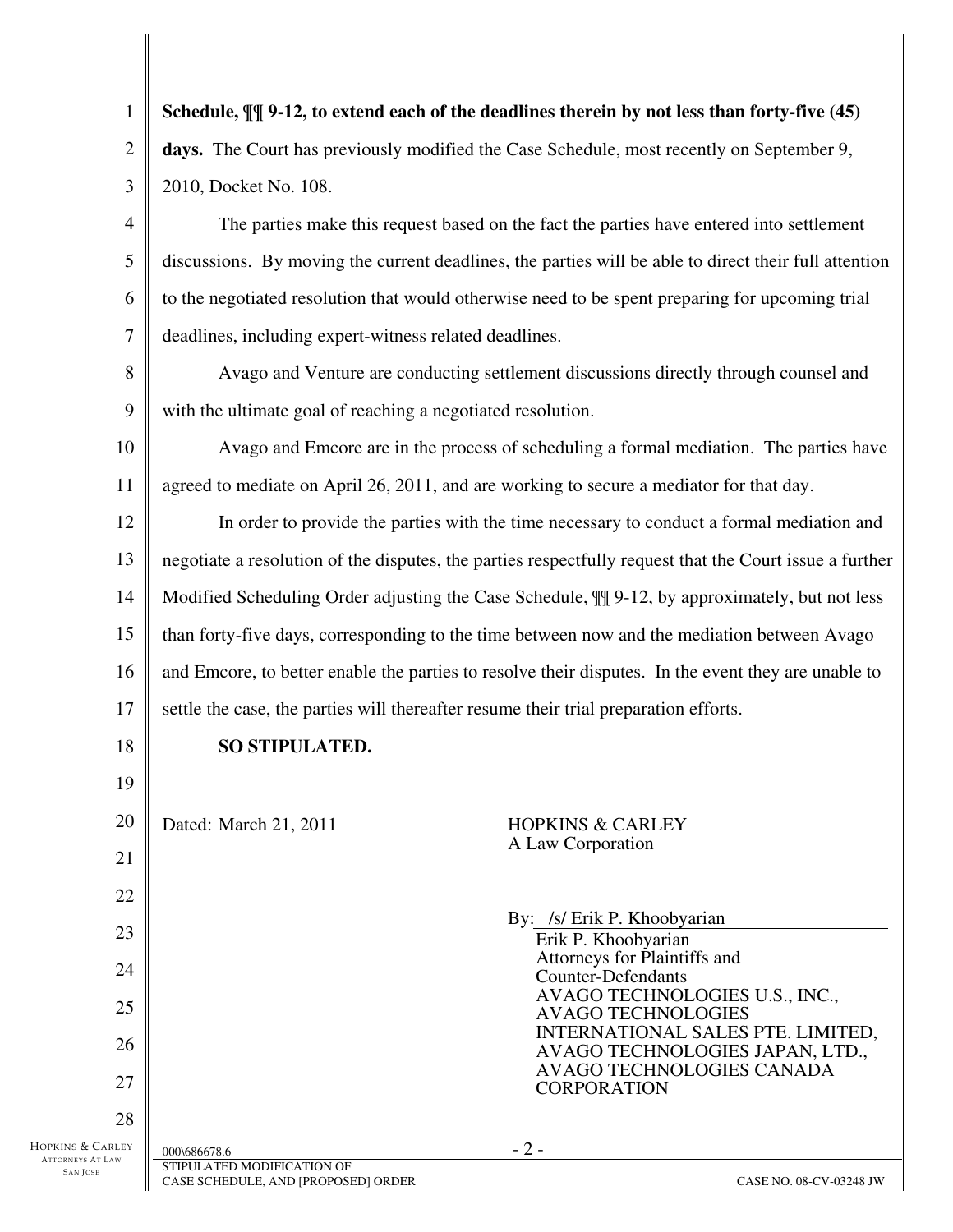**Schedule, ¶¶ 9-12, to extend each of the deadlines therein by not less than forty-five (45) days.** The Court has previously modified the Case Schedule, most recently on September 9, 2010, Docket No. 108.

The parties make this request based on the fact the parties have entered into settlement discussions. By moving the current deadlines, the parties will be able to direct their full attention to the negotiated resolution that would otherwise need to be spent preparing for upcoming trial deadlines, including expert-witness related deadlines.

Avago and Venture are conducting settlement discussions directly through counsel and with the ultimate goal of reaching a negotiated resolution.

Avago and Emcore are in the process of scheduling a formal mediation. The parties have agreed to mediate on April 26, 2011, and are working to secure a mediator for that day.

In order to provide the parties with the time necessary to conduct a formal mediation and negotiate a resolution of the disputes, the parties respectfully request that the Court issue a further Modified Scheduling Order adjusting the Case Schedule, ¶¶ 9-12, by approximately, but not less than forty-five days, corresponding to the time between now and the mediation between Avago and Emcore, to better enable the parties to resolve their disputes. In the event they are unable to settle the case, the parties will thereafter resume their trial preparation efforts.

**SO STIPULATED.**

Dated: March 21, 2011

HOPKINS & CARLEY
A Law Corporation

By: /s/ Erik P. Khoobyarian
Erik P. Khoobyarian
Attorneys for Plaintiffs and Counter-Defendants
AVAGO TECHNOLOGIES U.S., INC.,
AVAGO TECHNOLOGIES INTERNATIONAL SALES PTE. LIMITED,
AVAGO TECHNOLOGIES JAPAN, LTD.,
AVAGO TECHNOLOGIES CANADA CORPORATION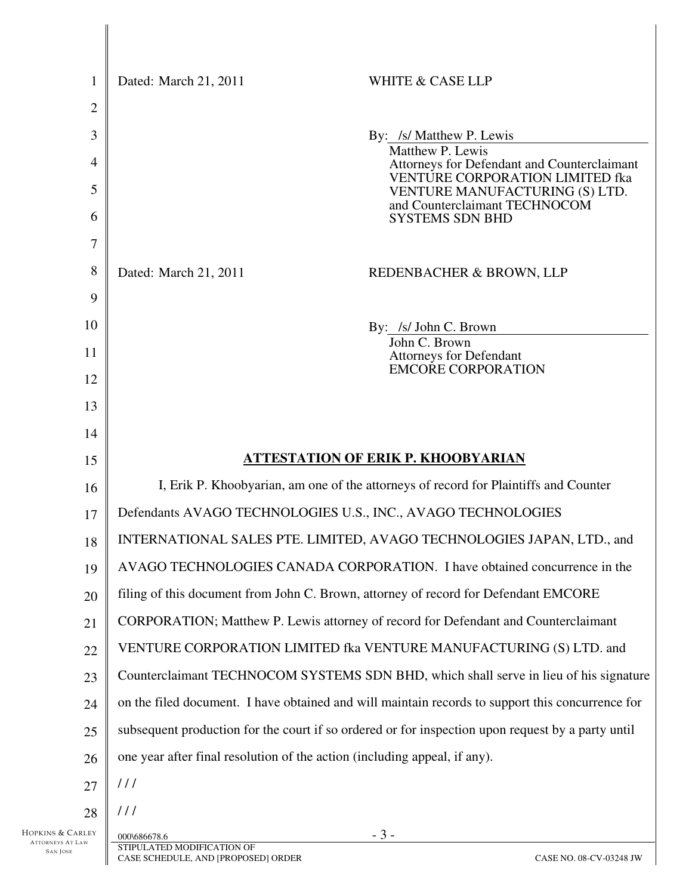Dated: March 21, 2011

WHITE & CASE LLP

By: /s/ Matthew P. Lewis
Matthew P. Lewis
Attorneys for Defendant and Counterclaimant VENTURE CORPORATION LIMITED fka VENTURE MANUFACTURING (S) LTD. and Counterclaimant TECHNOCOM SYSTEMS SDN BHD

Dated: March 21, 2011

REDENBACHER & BROWN, LLP

By: /s/ John C. Brown
John C. Brown
Attorneys for Defendant EMCORE CORPORATION

## ATTESTATION OF ERIK P. KHOOBYARIAN

I, Erik P. Khoobyarian, am one of the attorneys of record for Plaintiffs and Counter Defendants AVAGO TECHNOLOGIES U.S., INC., AVAGO TECHNOLOGIES INTERNATIONAL SALES PTE. LIMITED, AVAGO TECHNOLOGIES JAPAN, LTD., and AVAGO TECHNOLOGIES CANADA CORPORATION. I have obtained concurrence in the filing of this document from John C. Brown, attorney of record for Defendant EMCORE CORPORATION; Matthew P. Lewis attorney of record for Defendant and Counterclaimant VENTURE CORPORATION LIMITED fka VENTURE MANUFACTURING (S) LTD. and Counterclaimant TECHNOCOM SYSTEMS SDN BHD, which shall serve in lieu of his signature on the filed document. I have obtained and will maintain records to support this concurrence for subsequent production for the court if so ordered or for inspection upon request by a party until one year after final resolution of the action (including appeal, if any).

/ / /

/ / /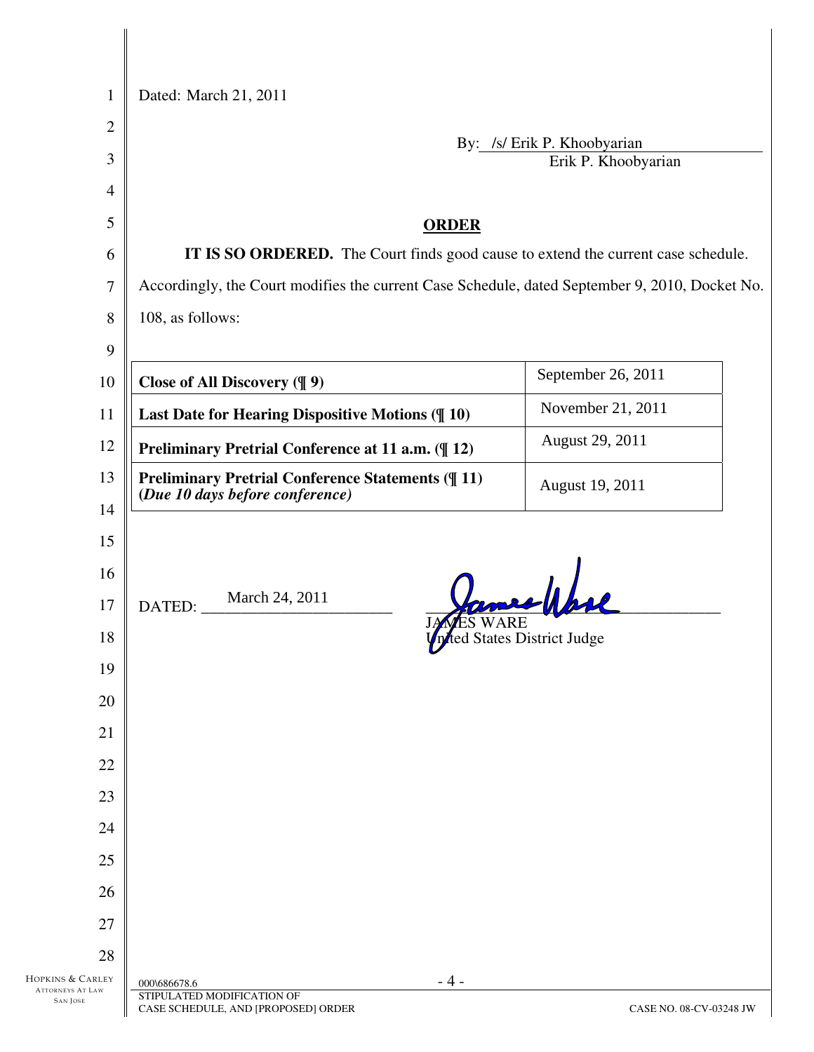Dated: March 21, 2011

By: /s/ Erik P. Khoobyarian
Erik P. Khoobyarian

## ORDER

**IT IS SO ORDERED.** The Court finds good cause to extend the current case schedule. Accordingly, the Court modifies the current Case Schedule, dated September 9, 2010, Docket No. 108, as follows:

| | |
|---|---|
| **Close of All Discovery (¶ 9)** | September 26, 2011 |
| **Last Date for Hearing Dispositive Motions (¶ 10)** | November 21, 2011 |
| **Preliminary Pretrial Conference at 11 a.m. (¶ 12)** | August 29, 2011 |
| **Preliminary Pretrial Conference Statements (¶ 11) (*Due 10 days before conference*)** | August 19, 2011 |

DATED: March 24, 2011

JAMES WARE
United States District Judge

000\686678.6

STIPULATED MODIFICATION OF CASE SCHEDULE, AND [PROPOSED] ORDER

CASE NO. 08-CV-03248 JW